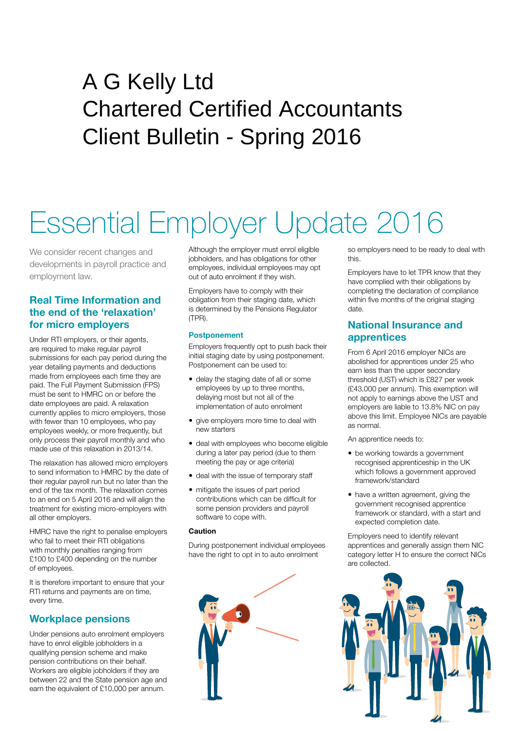# A G Kelly Ltd
# Chartered Certified Accountants
# Client Bulletin - Spring 2016

# Essential Employer Update 2016

We consider recent changes and developments in payroll practice and employment law.

## Real Time Information and the end of the 'relaxation' for micro employers

Under RTI employers, or their agents, are required to make regular payroll submissions for each pay period during the year detailing payments and deductions made from employees each time they are paid. The Full Payment Submission (FPS) must be sent to HMRC on or before the date employees are paid. A relaxation currently applies to micro employers, those with fewer than 10 employees, who pay employees weekly, or more frequently, but only process their payroll monthly and who made use of this relaxation in 2013/14.

The relaxation has allowed micro employers to send information to HMRC by the date of their regular payroll run but no later than the end of the tax month. The relaxation comes to an end on 5 April 2016 and will align the treatment for existing micro-employers with all other employers.

HMRC have the right to penalise employers who fail to meet their RTI obligations with monthly penalties ranging from £100 to £400 depending on the number of employees.

It is therefore important to ensure that your RTI returns and payments are on time, every time.

## Workplace pensions

Under pensions auto enrolment employers have to enrol eligible jobholders in a qualifying pension scheme and make pension contributions on their behalf. Workers are eligible jobholders if they are between 22 and the State pension age and earn the equivalent of £10,000 per annum.

Although the employer must enrol eligible jobholders, and has obligations for other employees, individual employees may opt out of auto enrolment if they wish.

Employers have to comply with their obligation from their staging date, which is determined by the Pensions Regulator (TPR).

### Postponement

Employers frequently opt to push back their initial staging date by using postponement. Postponement can be used to:

- delay the staging date of all or some employees by up to three months, delaying most but not all of the implementation of auto enrolment
- give employers more time to deal with new starters
- deal with employees who become eligible during a later pay period (due to them meeting the pay or age criteria)
- deal with the issue of temporary staff
- mitigate the issues of part period contributions which can be difficult for some pension providers and payroll software to cope with.

**Caution**

During postponement individual employees have the right to opt in to auto enrolment so employers need to be ready to deal with this.

Employers have to let TPR know that they have complied with their obligations by completing the declaration of compliance within five months of the original staging date.

## National Insurance and apprentices

From 6 April 2016 employer NICs are abolished for apprentices under 25 who earn less than the upper secondary threshold (UST) which is £827 per week (£43,000 per annum). This exemption will not apply to earnings above the UST and employers are liable to 13.8% NIC on pay above this limit. Employee NICs are payable as normal.

An apprentice needs to:

- be working towards a government recognised apprenticeship in the UK which follows a government approved framework/standard
- have a written agreement, giving the government recognised apprentice framework or standard, with a start and expected completion date.

Employers need to identify relevant apprentices and generally assign them NIC category letter H to ensure the correct NICs are collected.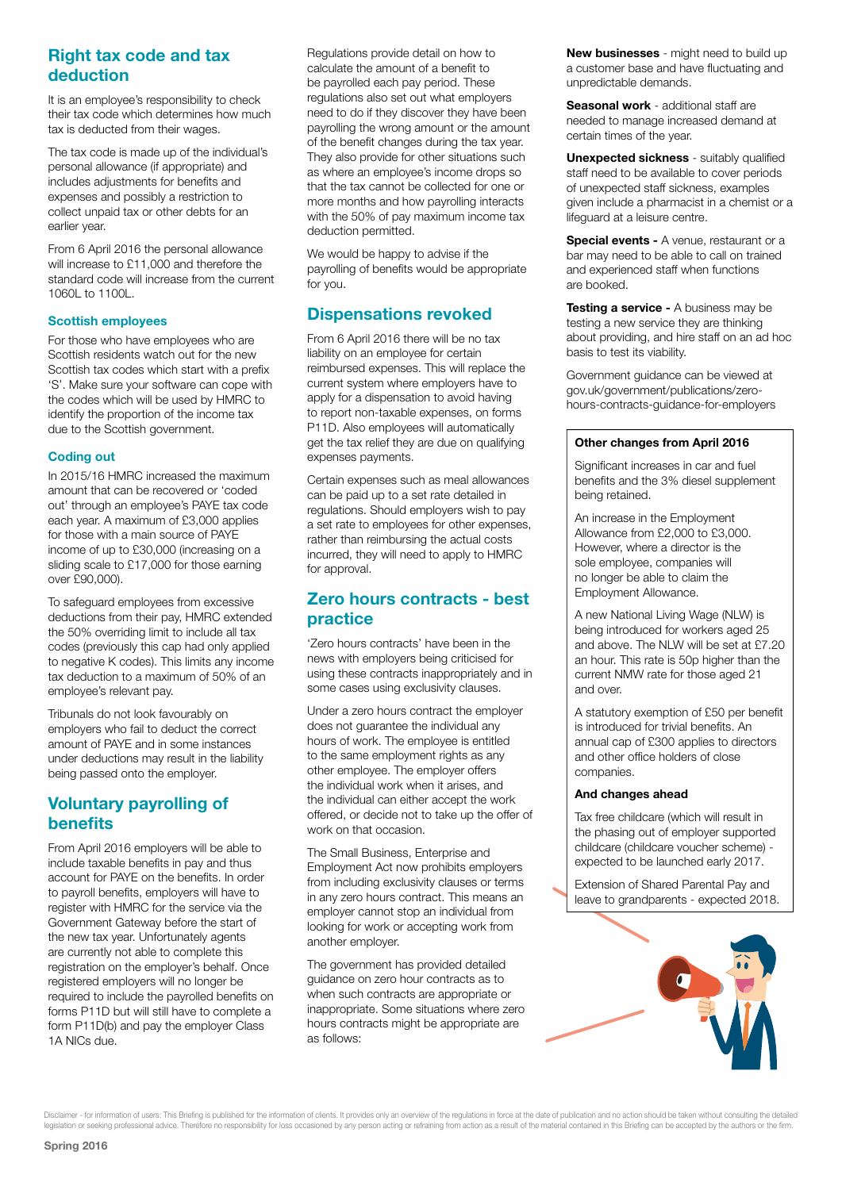## Right tax code and tax deduction

It is an employee's responsibility to check their tax code which determines how much tax is deducted from their wages.

The tax code is made up of the individual's personal allowance (if appropriate) and includes adjustments for benefits and expenses and possibly a restriction to collect unpaid tax or other debts for an earlier year.

From 6 April 2016 the personal allowance will increase to £11,000 and therefore the standard code will increase from the current 1060L to 1100L.

### Scottish employees

For those who have employees who are Scottish residents watch out for the new Scottish tax codes which start with a prefix 'S'. Make sure your software can cope with the codes which will be used by HMRC to identify the proportion of the income tax due to the Scottish government.

### Coding out

In 2015/16 HMRC increased the maximum amount that can be recovered or 'coded out' through an employee's PAYE tax code each year. A maximum of £3,000 applies for those with a main source of PAYE income of up to £30,000 (increasing on a sliding scale to £17,000 for those earning over £90,000).

To safeguard employees from excessive deductions from their pay, HMRC extended the 50% overriding limit to include all tax codes (previously this cap had only applied to negative K codes). This limits any income tax deduction to a maximum of 50% of an employee's relevant pay.

Tribunals do not look favourably on employers who fail to deduct the correct amount of PAYE and in some instances under deductions may result in the liability being passed onto the employer.

## Voluntary payrolling of benefits

From April 2016 employers will be able to include taxable benefits in pay and thus account for PAYE on the benefits. In order to payroll benefits, employers will have to register with HMRC for the service via the Government Gateway before the start of the new tax year. Unfortunately agents are currently not able to complete this registration on the employer's behalf. Once registered employers will no longer be required to include the payrolled benefits on forms P11D but will still have to complete a form P11D(b) and pay the employer Class 1A NICs due.

Regulations provide detail on how to calculate the amount of a benefit to be payrolled each pay period. These regulations also set out what employers need to do if they discover they have been payrolling the wrong amount or the amount of the benefit changes during the tax year. They also provide for other situations such as where an employee's income drops so that the tax cannot be collected for one or more months and how payrolling interacts with the 50% of pay maximum income tax deduction permitted.

We would be happy to advise if the payrolling of benefits would be appropriate for you.

## Dispensations revoked

From 6 April 2016 there will be no tax liability on an employee for certain reimbursed expenses. This will replace the current system where employers have to apply for a dispensation to avoid having to report non-taxable expenses, on forms P11D. Also employees will automatically get the tax relief they are due on qualifying expenses payments.

Certain expenses such as meal allowances can be paid up to a set rate detailed in regulations. Should employers wish to pay a set rate to employees for other expenses, rather than reimbursing the actual costs incurred, they will need to apply to HMRC for approval.

## Zero hours contracts - best practice

'Zero hours contracts' have been in the news with employers being criticised for using these contracts inappropriately and in some cases using exclusivity clauses.

Under a zero hours contract the employer does not guarantee the individual any hours of work. The employee is entitled to the same employment rights as any other employee. The employer offers the individual work when it arises, and the individual can either accept the work offered, or decide not to take up the offer of work on that occasion.

The Small Business, Enterprise and Employment Act now prohibits employers from including exclusivity clauses or terms in any zero hours contract. This means an employer cannot stop an individual from looking for work or accepting work from another employer.

The government has provided detailed guidance on zero hour contracts as to when such contracts are appropriate or inappropriate. Some situations where zero hours contracts might be appropriate are as follows:

**New businesses** - might need to build up a customer base and have fluctuating and unpredictable demands.

**Seasonal work** - additional staff are needed to manage increased demand at certain times of the year.

**Unexpected sickness** - suitably qualified staff need to be available to cover periods of unexpected staff sickness, examples given include a pharmacist in a chemist or a lifeguard at a leisure centre.

**Special events -** A venue, restaurant or a bar may need to be able to call on trained and experienced staff when functions are booked.

**Testing a service -** A business may be testing a new service they are thinking about providing, and hire staff on an ad hoc basis to test its viability.

Government guidance can be viewed at gov.uk/government/publications/zero-hours-contracts-guidance-for-employers

### Other changes from April 2016

Significant increases in car and fuel benefits and the 3% diesel supplement being retained.

An increase in the Employment Allowance from £2,000 to £3,000. However, where a director is the sole employee, companies will no longer be able to claim the Employment Allowance.

A new National Living Wage (NLW) is being introduced for workers aged 25 and above. The NLW will be set at £7.20 an hour. This rate is 50p higher than the current NMW rate for those aged 21 and over.

A statutory exemption of £50 per benefit is introduced for trivial benefits. An annual cap of £300 applies to directors and other office holders of close companies.

### And changes ahead

Tax free childcare (which will result in the phasing out of employer supported childcare (childcare voucher scheme) - expected to be launched early 2017.

Extension of Shared Parental Pay and leave to grandparents - expected 2018.

Disclaimer - for information of users: This Briefing is published for the information of clients. It provides only an overview of the regulations in force at the date of publication and no action should be taken without consulting the detailed legislation or seeking professional advice. Therefore no responsibility for loss occasioned by any person acting or refraining from action as a result of the material contained in this Briefing can be accepted by the authors or the firm.

Spring 2016